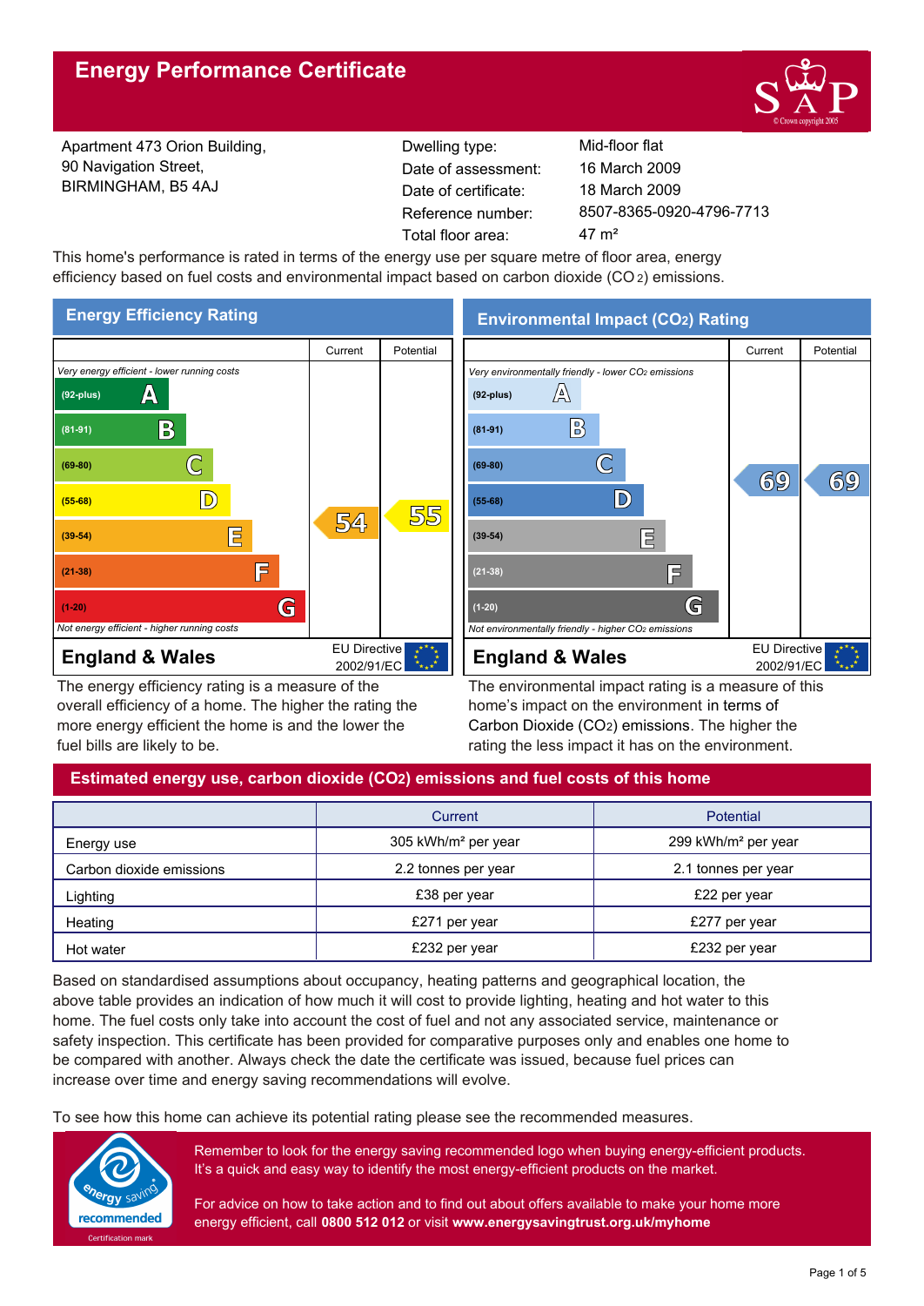# Energy Performance Certificate

Apartment 473 Orion Building,
90 Navigation Street,
BIRMINGHAM, B5 4AJ

| | |
|---|---|
| Dwelling type: | Mid-floor flat |
| Date of assessment: | 16 March 2009 |
| Date of certificate: | 18 March 2009 |
| Reference number: | 8507-8365-0920-4796-7713 |
| Total floor area: | 47 m² |

This home's performance is rated in terms of the energy use per square metre of floor area, energy efficiency based on fuel costs and environmental impact based on carbon dioxide ($CO_2$) emissions.

## Energy Efficiency Rating

| | Current | Potential |
|---|---|---|
| *Very energy efficient - lower running costs* | | |
| (92-plus) A | | |
| (81-91) B | | |
| (69-80) C | | |
| (55-68) D | | 55 |
| (39-54) E | 54 | |
| (21-38) F | | |
| (1-20) G | | |
| *Not energy efficient - higher running costs* | | |

**England & Wales** EU Directive 2002/91/EC

The energy efficiency rating is a measure of the overall efficiency of a home. The higher the rating the more energy efficient the home is and the lower the fuel bills are likely to be.

## Environmental Impact ($CO_2$) Rating

| | Current | Potential |
|---|---|---|
| *Very environmentally friendly - lower $CO_2$ emissions* | | |
| (92-plus) A | | |
| (81-91) B | | |
| (69-80) C | 69 | 69 |
| (55-68) D | | |
| (39-54) E | | |
| (21-38) F | | |
| (1-20) G | | |
| *Not environmentally friendly - higher $CO_2$ emissions* | | |

**England & Wales** EU Directive 2002/91/EC

The environmental impact rating is a measure of this home's impact on the environment in terms of Carbon Dioxide ($CO_2$) emissions. The higher the rating the less impact it has on the environment.

## Estimated energy use, carbon dioxide ($CO_2$) emissions and fuel costs of this home

| | Current | Potential |
|---|---|---|
| Energy use | 305 kWh/m² per year | 299 kWh/m² per year |
| Carbon dioxide emissions | 2.2 tonnes per year | 2.1 tonnes per year |
| Lighting | £38 per year | £22 per year |
| Heating | £271 per year | £277 per year |
| Hot water | £232 per year | £232 per year |

Based on standardised assumptions about occupancy, heating patterns and geographical location, the above table provides an indication of how much it will cost to provide lighting, heating and hot water to this home. The fuel costs only take into account the cost of fuel and not any associated service, maintenance or safety inspection. This certificate has been provided for comparative purposes only and enables one home to be compared with another. Always check the date the certificate was issued, because fuel prices can increase over time and energy saving recommendations will evolve.

To see how this home can achieve its potential rating please see the recommended measures.

energy saving recommended — Certification mark

Remember to look for the energy saving recommended logo when buying energy-efficient products. It's a quick and easy way to identify the most energy-efficient products on the market.

For advice on how to take action and to find out about offers available to make your home more energy efficient, call **0800 512 012** or visit **www.energysavingtrust.org.uk/myhome**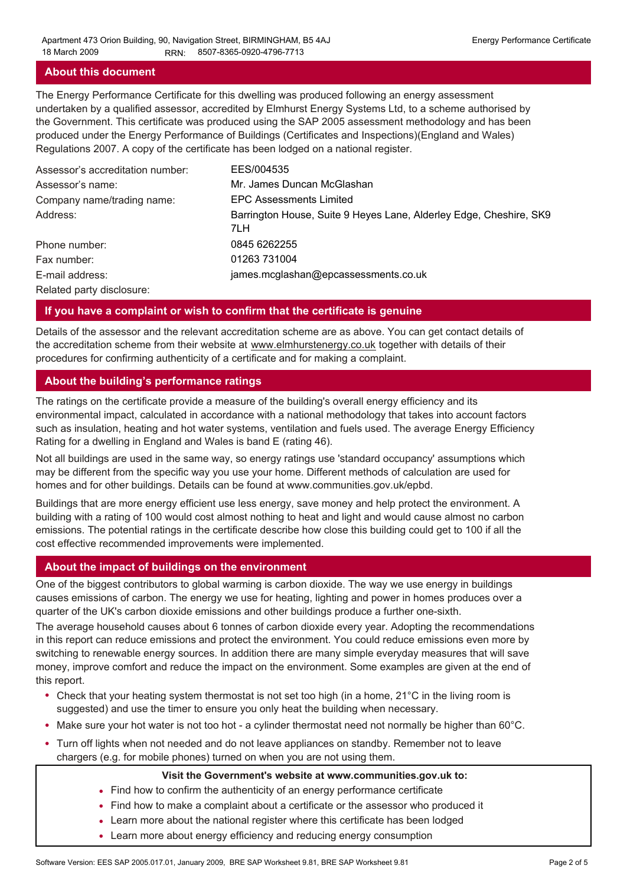## About this document

The Energy Performance Certificate for this dwelling was produced following an energy assessment undertaken by a qualified assessor, accredited by Elmhurst Energy Systems Ltd, to a scheme authorised by the Government. This certificate was produced using the SAP 2005 assessment methodology and has been produced under the Energy Performance of Buildings (Certificates and Inspections)(England and Wales) Regulations 2007. A copy of the certificate has been lodged on a national register.

| | |
|---|---|
| Assessor's accreditation number: | EES/004535 |
| Assessor's name: | Mr. James Duncan McGlashan |
| Company name/trading name: | EPC Assessments Limited |
| Address: | Barrington House, Suite 9 Heyes Lane, Alderley Edge, Cheshire, SK9 7LH |
| Phone number: | 0845 6262255 |
| Fax number: | 01263 731004 |
| E-mail address: | james.mcglashan@epcassessments.co.uk |
| Related party disclosure: | |

## If you have a complaint or wish to confirm that the certificate is genuine

Details of the assessor and the relevant accreditation scheme are as above. You can get contact details of the accreditation scheme from their website at www.elmhurstenergy.co.uk together with details of their procedures for confirming authenticity of a certificate and for making a complaint.

## About the building's performance ratings

The ratings on the certificate provide a measure of the building's overall energy efficiency and its environmental impact, calculated in accordance with a national methodology that takes into account factors such as insulation, heating and hot water systems, ventilation and fuels used. The average Energy Efficiency Rating for a dwelling in England and Wales is band E (rating 46).

Not all buildings are used in the same way, so energy ratings use 'standard occupancy' assumptions which may be different from the specific way you use your home. Different methods of calculation are used for homes and for other buildings. Details can be found at www.communities.gov.uk/epbd.

Buildings that are more energy efficient use less energy, save money and help protect the environment. A building with a rating of 100 would cost almost nothing to heat and light and would cause almost no carbon emissions. The potential ratings in the certificate describe how close this building could get to 100 if all the cost effective recommended improvements were implemented.

## About the impact of buildings on the environment

One of the biggest contributors to global warming is carbon dioxide. The way we use energy in buildings causes emissions of carbon. The energy we use for heating, lighting and power in homes produces over a quarter of the UK's carbon dioxide emissions and other buildings produce a further one-sixth.

The average household causes about 6 tonnes of carbon dioxide every year. Adopting the recommendations in this report can reduce emissions and protect the environment. You could reduce emissions even more by switching to renewable energy sources. In addition there are many simple everyday measures that will save money, improve comfort and reduce the impact on the environment. Some examples are given at the end of this report.

- Check that your heating system thermostat is not set too high (in a home, 21°C in the living room is suggested) and use the timer to ensure you only heat the building when necessary.
- Make sure your hot water is not too hot - a cylinder thermostat need not normally be higher than 60°C.
- Turn off lights when not needed and do not leave appliances on standby. Remember not to leave chargers (e.g. for mobile phones) turned on when you are not using them.

**Visit the Government's website at www.communities.gov.uk to:**

- Find how to confirm the authenticity of an energy performance certificate
- Find how to make a complaint about a certificate or the assessor who produced it
- Learn more about the national register where this certificate has been lodged
- Learn more about energy efficiency and reducing energy consumption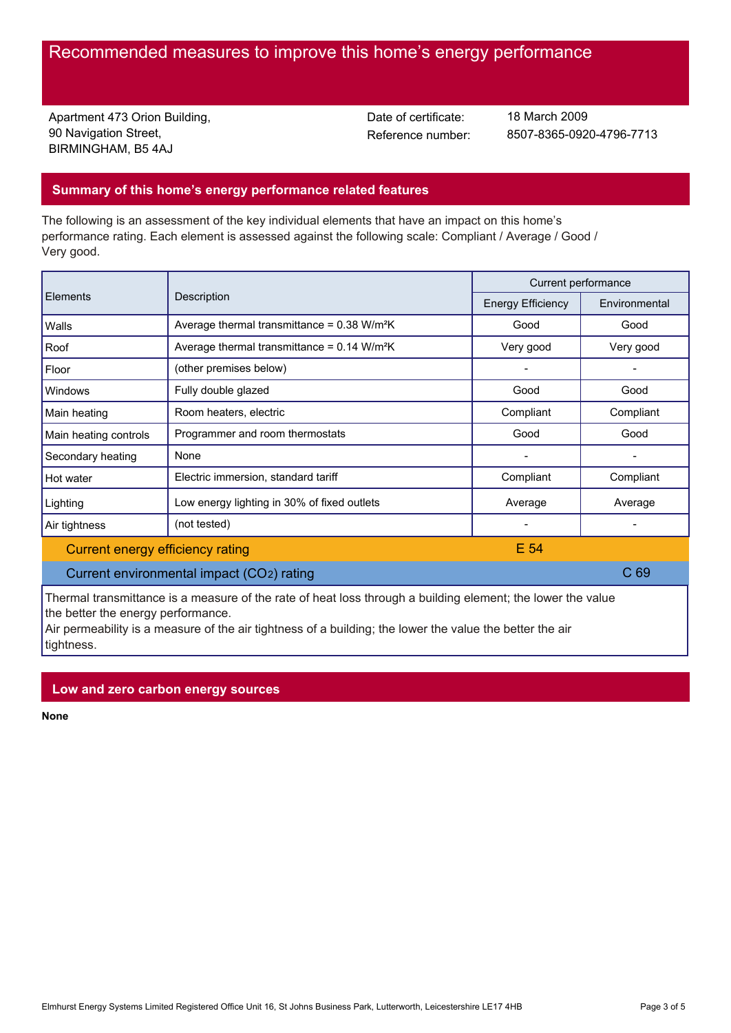# Recommended measures to improve this home's energy performance

Apartment 473 Orion Building,
90 Navigation Street,
BIRMINGHAM, B5 4AJ

Date of certificate: 18 March 2009
Reference number: 8507-8365-0920-4796-7713

## Summary of this home's energy performance related features

The following is an assessment of the key individual elements that have an impact on this home's performance rating. Each element is assessed against the following scale: Compliant / Average / Good / Very good.

| Elements | Description | Current performance | |
|---|---|---|---|
| | | Energy Efficiency | Environmental |
| Walls | Average thermal transmittance = 0.38 W/m²K | Good | Good |
| Roof | Average thermal transmittance = 0.14 W/m²K | Very good | Very good |
| Floor | (other premises below) | - | - |
| Windows | Fully double glazed | Good | Good |
| Main heating | Room heaters, electric | Compliant | Compliant |
| Main heating controls | Programmer and room thermostats | Good | Good |
| Secondary heating | None | - | - |
| Hot water | Electric immersion, standard tariff | Compliant | Compliant |
| Lighting | Low energy lighting in 30% of fixed outlets | Average | Average |
| Air tightness | (not tested) | - | - |
| Current energy efficiency rating | | E 54 | |
| Current environmental impact ($CO_2$) rating | | | C 69 |

Thermal transmittance is a measure of the rate of heat loss through a building element; the lower the value the better the energy performance.
Air permeability is a measure of the air tightness of a building; the lower the value the better the air tightness.

## Low and zero carbon energy sources

**None**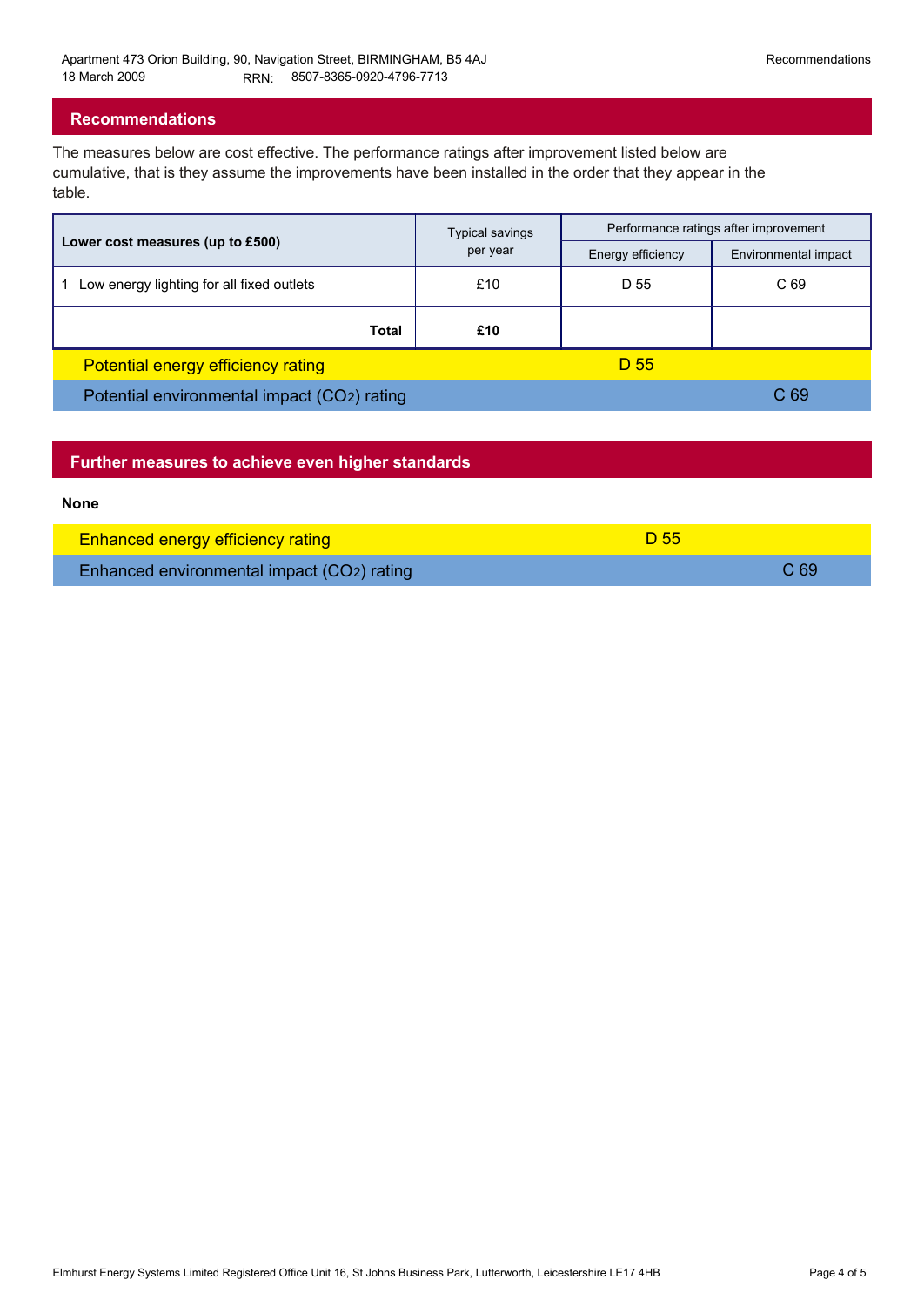## Recommendations

The measures below are cost effective. The performance ratings after improvement listed below are cumulative, that is they assume the improvements have been installed in the order that they appear in the table.

| Lower cost measures (up to £500) | Typical savings per year | Performance ratings after improvement | |
|---|---|---|---|
| | | Energy efficiency | Environmental impact |
| 1 Low energy lighting for all fixed outlets | £10 | D 55 | C 69 |
| **Total** | **£10** | | |

| | |
|---|---|
| Potential energy efficiency rating | D 55 |
| Potential environmental impact ($CO_2$) rating | C 69 |

## Further measures to achieve even higher standards

**None**

| | |
|---|---|
| Enhanced energy efficiency rating | D 55 |
| Enhanced environmental impact ($CO_2$) rating | C 69 |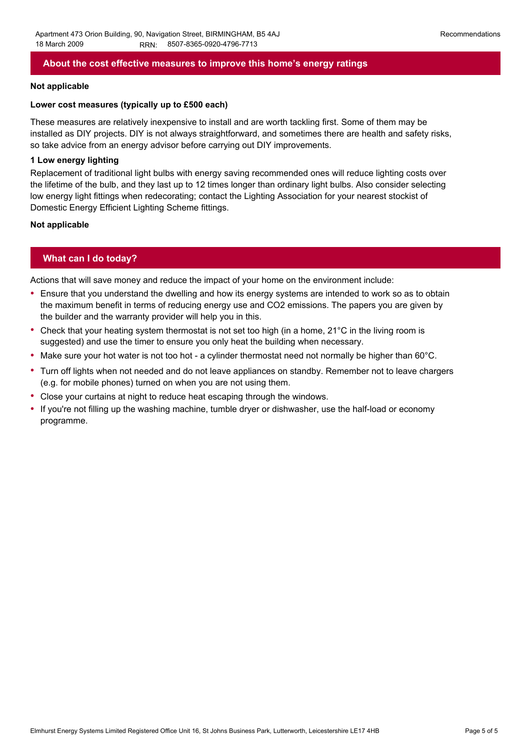## About the cost effective measures to improve this home's energy ratings

**Not applicable**

**Lower cost measures (typically up to £500 each)**

These measures are relatively inexpensive to install and are worth tackling first. Some of them may be installed as DIY projects. DIY is not always straightforward, and sometimes there are health and safety risks, so take advice from an energy advisor before carrying out DIY improvements.

**1 Low energy lighting**

Replacement of traditional light bulbs with energy saving recommended ones will reduce lighting costs over the lifetime of the bulb, and they last up to 12 times longer than ordinary light bulbs. Also consider selecting low energy light fittings when redecorating; contact the Lighting Association for your nearest stockist of Domestic Energy Efficient Lighting Scheme fittings.

**Not applicable**

## What can I do today?

Actions that will save money and reduce the impact of your home on the environment include:

- Ensure that you understand the dwelling and how its energy systems are intended to work so as to obtain the maximum benefit in terms of reducing energy use and $CO_2$ emissions. The papers you are given by the builder and the warranty provider will help you in this.
- Check that your heating system thermostat is not set too high (in a home, 21°C in the living room is suggested) and use the timer to ensure you only heat the building when necessary.
- Make sure your hot water is not too hot - a cylinder thermostat need not normally be higher than 60°C.
- Turn off lights when not needed and do not leave appliances on standby. Remember not to leave chargers (e.g. for mobile phones) turned on when you are not using them.
- Close your curtains at night to reduce heat escaping through the windows.
- If you're not filling up the washing machine, tumble dryer or dishwasher, use the half-load or economy programme.